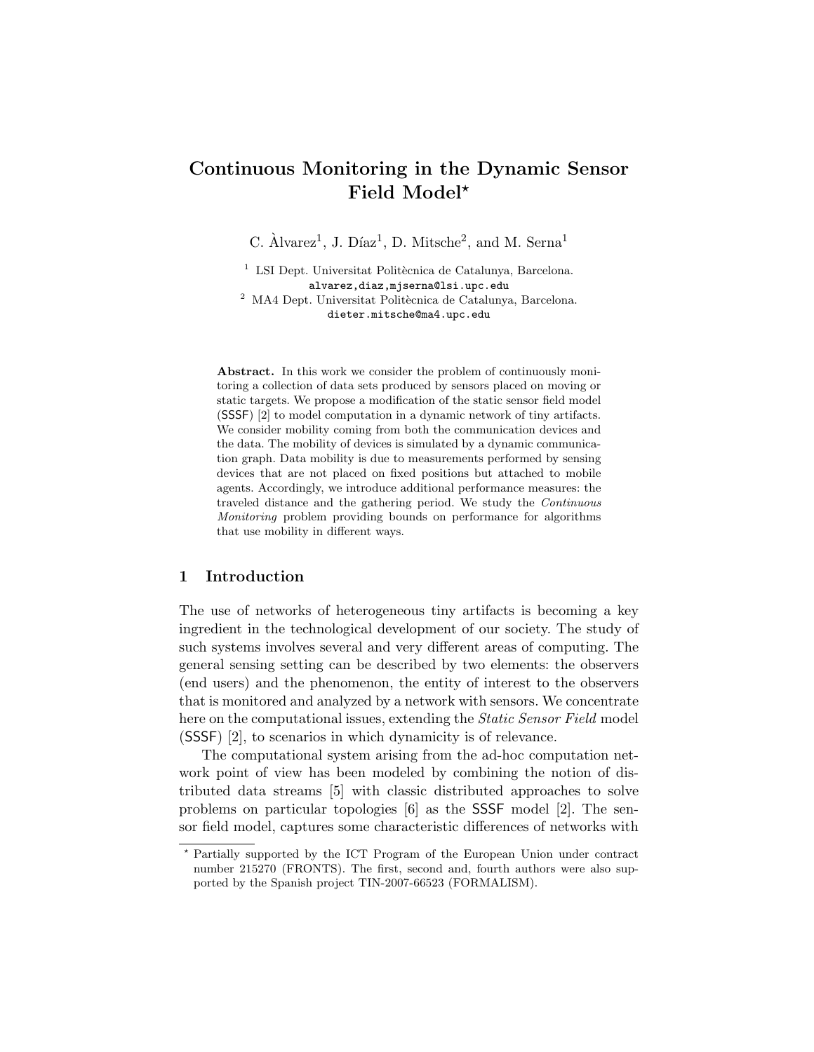# Continuous Monitoring in the Dynamic Sensor Field Model*

C. Àlvarez[1], J. Díaz[1], D. Mitsche[2], and M. Serna[1]

[1] LSI Dept. Universitat Politècnica de Catalunya, Barcelona.
alvarez,diaz,mjserna@lsi.upc.edu

[2] MA4 Dept. Universitat Politècnica de Catalunya, Barcelona.
dieter.mitsche@ma4.upc.edu

**Abstract.** In this work we consider the problem of continuously monitoring a collection of data sets produced by sensors placed on moving or static targets. We propose a modification of the static sensor field model (SSSF) [2] to model computation in a dynamic network of tiny artifacts. We consider mobility coming from both the communication devices and the data. The mobility of devices is simulated by a dynamic communication graph. Data mobility is due to measurements performed by sensing devices that are not placed on fixed positions but attached to mobile agents. Accordingly, we introduce additional performance measures: the traveled distance and the gathering period. We study the *Continuous Monitoring* problem providing bounds on performance for algorithms that use mobility in different ways.

## 1 Introduction

The use of networks of heterogeneous tiny artifacts is becoming a key ingredient in the technological development of our society. The study of such systems involves several and very different areas of computing. The general sensing setting can be described by two elements: the observers (end users) and the phenomenon, the entity of interest to the observers that is monitored and analyzed by a network with sensors. We concentrate here on the computational issues, extending the *Static Sensor Field* model (SSSF) [2], to scenarios in which dynamicity is of relevance.

The computational system arising from the ad-hoc computation network point of view has been modeled by combining the notion of distributed data streams [5] with classic distributed approaches to solve problems on particular topologies [6] as the SSSF model [2]. The sensor field model, captures some characteristic differences of networks with

* Partially supported by the ICT Program of the European Union under contract number 215270 (FRONTS). The first, second and, fourth authors were also supported by the Spanish project TIN-2007-66523 (FORMALISM).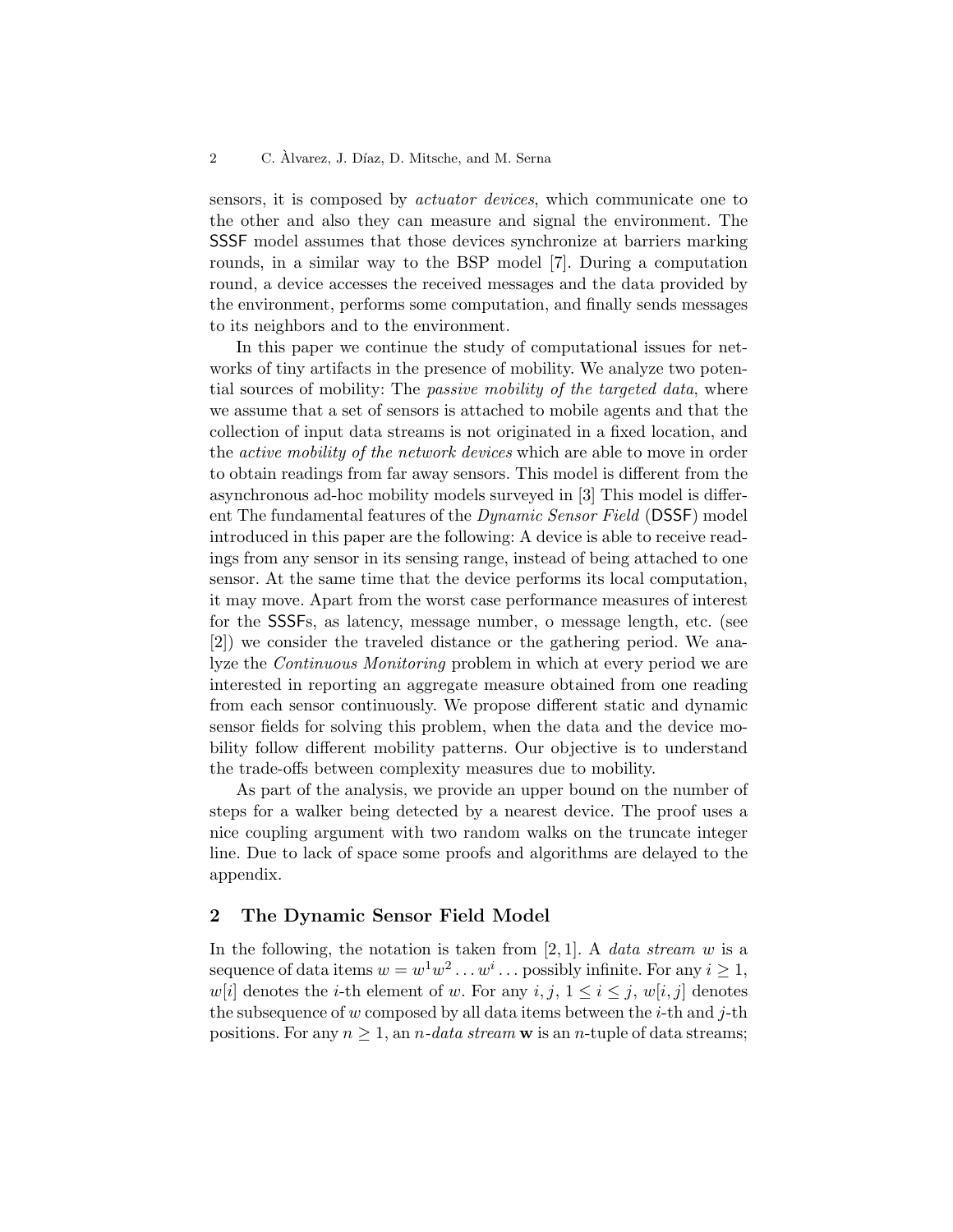sensors, it is composed by *actuator devices*, which communicate one to the other and also they can measure and signal the environment. The SSSF model assumes that those devices synchronize at barriers marking rounds, in a similar way to the BSP model [7]. During a computation round, a device accesses the received messages and the data provided by the environment, performs some computation, and finally sends messages to its neighbors and to the environment.

In this paper we continue the study of computational issues for networks of tiny artifacts in the presence of mobility. We analyze two potential sources of mobility: The *passive mobility of the targeted data*, where we assume that a set of sensors is attached to mobile agents and that the collection of input data streams is not originated in a fixed location, and the *active mobility of the network devices* which are able to move in order to obtain readings from far away sensors. This model is different from the asynchronous ad-hoc mobility models surveyed in [3] This model is different The fundamental features of the *Dynamic Sensor Field* (DSSF) model introduced in this paper are the following: A device is able to receive readings from any sensor in its sensing range, instead of being attached to one sensor. At the same time that the device performs its local computation, it may move. Apart from the worst case performance measures of interest for the SSSFs, as latency, message number, o message length, etc. (see [2]) we consider the traveled distance or the gathering period. We analyze the *Continuous Monitoring* problem in which at every period we are interested in reporting an aggregate measure obtained from one reading from each sensor continuously. We propose different static and dynamic sensor fields for solving this problem, when the data and the device mobility follow different mobility patterns. Our objective is to understand the trade-offs between complexity measures due to mobility.

As part of the analysis, we provide an upper bound on the number of steps for a walker being detected by a nearest device. The proof uses a nice coupling argument with two random walks on the truncate integer line. Due to lack of space some proofs and algorithms are delayed to the appendix.

## 2 The Dynamic Sensor Field Model

In the following, the notation is taken from [2, 1]. A *data stream* $w$ is a sequence of data items $w = w^1 w^2 \dots w^i \dots$ possibly infinite. For any $i \geq 1$, $w[i]$ denotes the $i$-th element of $w$. For any $i, j$, $1 \leq i \leq j$, $w[i, j]$ denotes the subsequence of $w$ composed by all data items between the $i$-th and $j$-th positions. For any $n \geq 1$, an *$n$-data stream* $\mathbf{w}$ is an $n$-tuple of data streams;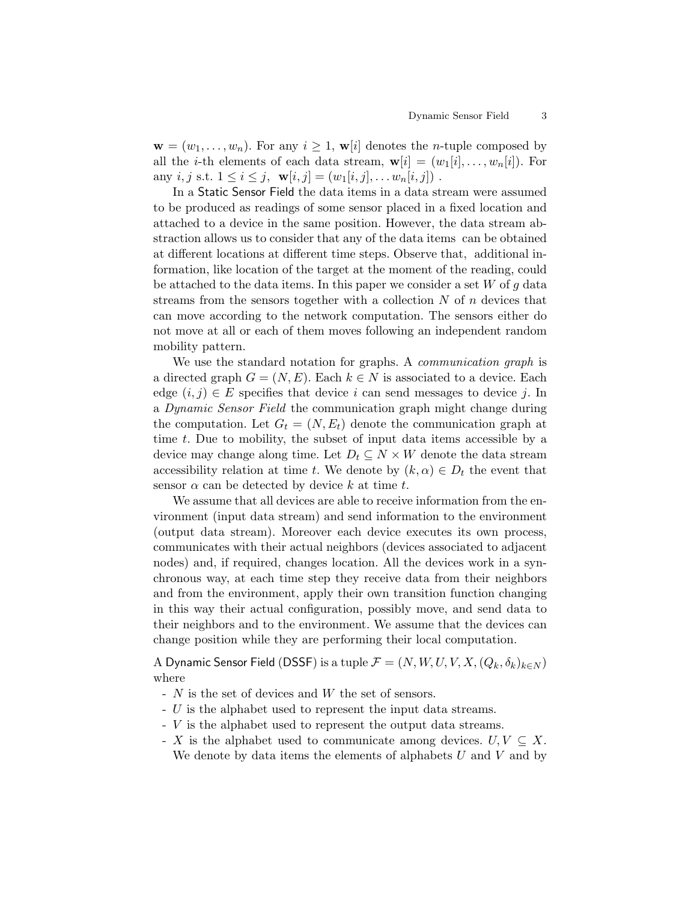$\mathbf{w} = (w_1, \ldots, w_n)$. For any $i \geq 1$, $\mathbf{w}[i]$ denotes the $n$-tuple composed by all the $i$-th elements of each data stream, $\mathbf{w}[i] = (w_1[i], \ldots, w_n[i])$. For any $i, j$ s.t. $1 \leq i \leq j$, $\mathbf{w}[i,j] = (w_1[i,j], \ldots w_n[i,j])$ .

In a Static Sensor Field the data items in a data stream were assumed to be produced as readings of some sensor placed in a fixed location and attached to a device in the same position. However, the data stream abstraction allows us to consider that any of the data items can be obtained at different locations at different time steps. Observe that, additional information, like location of the target at the moment of the reading, could be attached to the data items. In this paper we consider a set $W$ of $g$ data streams from the sensors together with a collection $N$ of $n$ devices that can move according to the network computation. The sensors either do not move at all or each of them moves following an independent random mobility pattern.

We use the standard notation for graphs. A *communication graph* is a directed graph $G = (N, E)$. Each $k \in N$ is associated to a device. Each edge $(i, j) \in E$ specifies that device $i$ can send messages to device $j$. In a *Dynamic Sensor Field* the communication graph might change during the computation. Let $G_t = (N, E_t)$ denote the communication graph at time $t$. Due to mobility, the subset of input data items accessible by a device may change along time. Let $D_t \subseteq N \times W$ denote the data stream accessibility relation at time $t$. We denote by $(k, \alpha) \in D_t$ the event that sensor $\alpha$ can be detected by device $k$ at time $t$.

We assume that all devices are able to receive information from the environment (input data stream) and send information to the environment (output data stream). Moreover each device executes its own process, communicates with their actual neighbors (devices associated to adjacent nodes) and, if required, changes location. All the devices work in a synchronous way, at each time step they receive data from their neighbors and from the environment, apply their own transition function changing in this way their actual configuration, possibly move, and send data to their neighbors and to the environment. We assume that the devices can change position while they are performing their local computation.

A Dynamic Sensor Field (DSSF) is a tuple $\mathcal{F} = (N, W, U, V, X, (Q_k, \delta_k)_{k \in N})$ where

- $N$ is the set of devices and $W$ the set of sensors.
- $U$ is the alphabet used to represent the input data streams.
- $V$ is the alphabet used to represent the output data streams.
- $X$ is the alphabet used to communicate among devices. $U, V \subseteq X$. We denote by data items the elements of alphabets $U$ and $V$ and by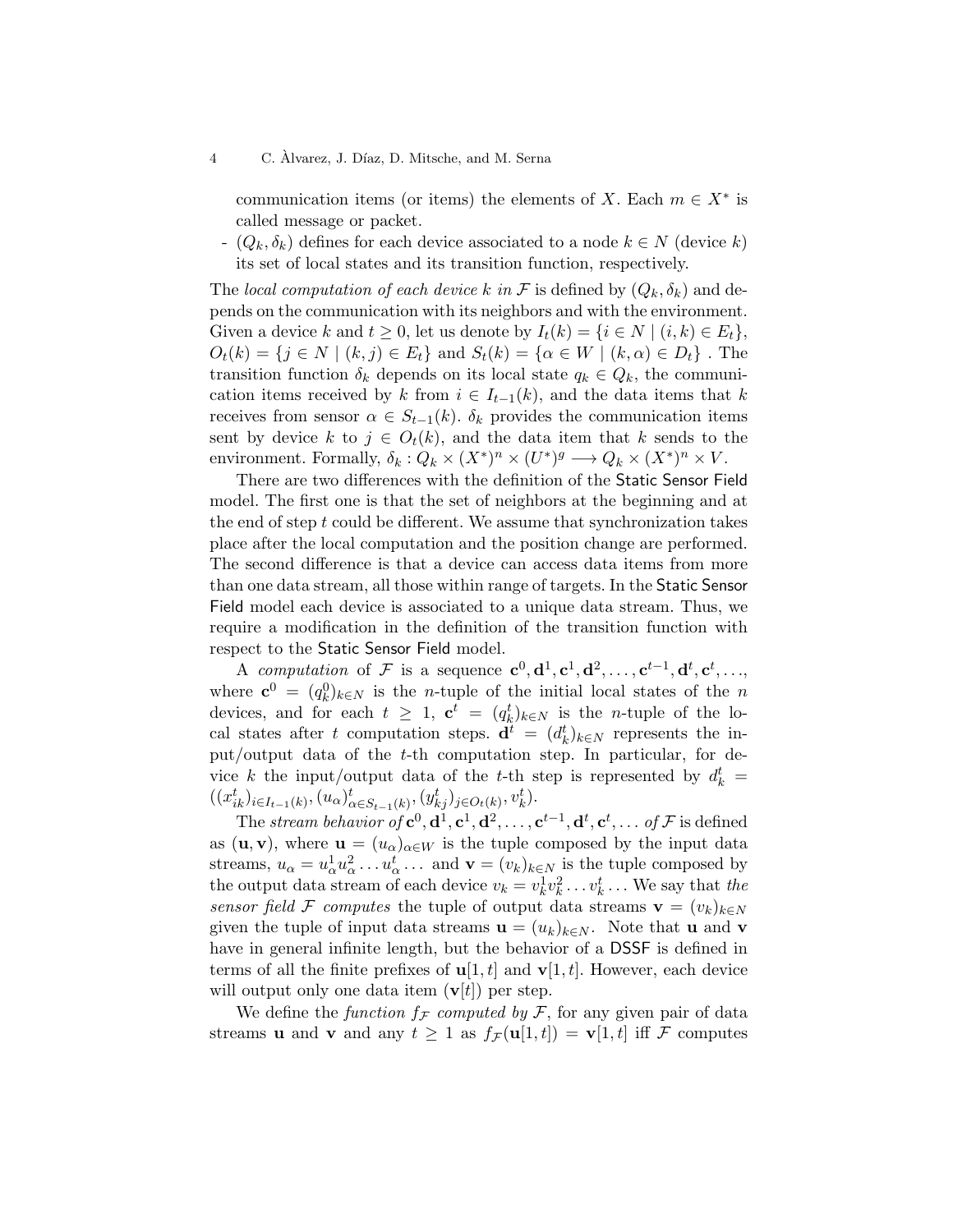communication items (or items) the elements of $X$. Each $m \in X^*$ is called message or packet.

- $(Q_k, \delta_k)$ defines for each device associated to a node $k \in N$ (device $k$) its set of local states and its transition function, respectively.

The *local computation of each device $k$ in $\mathcal{F}$* is defined by $(Q_k, \delta_k)$ and depends on the communication with its neighbors and with the environment. Given a device $k$ and $t \geq 0$, let us denote by $I_t(k) = \{i \in N \mid (i,k) \in E_t\}$, $O_t(k) = \{j \in N \mid (k,j) \in E_t\}$ and $S_t(k) = \{\alpha \in W \mid (k,\alpha) \in D_t\}$ . The transition function $\delta_k$ depends on its local state $q_k \in Q_k$, the communication items received by $k$ from $i \in I_{t-1}(k)$, and the data items that $k$ receives from sensor $\alpha \in S_{t-1}(k)$. $\delta_k$ provides the communication items sent by device $k$ to $j \in O_t(k)$, and the data item that $k$ sends to the environment. Formally, $\delta_k : Q_k \times (X^*)^n \times (U^*)^g \longrightarrow Q_k \times (X^*)^n \times V$.

There are two differences with the definition of the Static Sensor Field model. The first one is that the set of neighbors at the beginning and at the end of step $t$ could be different. We assume that synchronization takes place after the local computation and the position change are performed. The second difference is that a device can access data items from more than one data stream, all those within range of targets. In the Static Sensor Field model each device is associated to a unique data stream. Thus, we require a modification in the definition of the transition function with respect to the Static Sensor Field model.

A *computation* of $\mathcal{F}$ is a sequence $\mathbf{c}^0, \mathbf{d}^1, \mathbf{c}^1, \mathbf{d}^2, \ldots, \mathbf{c}^{t-1}, \mathbf{d}^t, \mathbf{c}^t, \ldots$, where $\mathbf{c}^0 = (q_k^0)_{k \in N}$ is the $n$-tuple of the initial local states of the $n$ devices, and for each $t \geq 1$, $\mathbf{c}^t = (q_k^t)_{k \in N}$ is the $n$-tuple of the local states after $t$ computation steps. $\mathbf{d}^t = (d_k^t)_{k \in N}$ represents the input/output data of the $t$-th computation step. In particular, for device $k$ the input/output data of the $t$-th step is represented by $d_k^t = ((x_{ik}^t)_{i \in I_{t-1}(k)}, (u_\alpha)^t_{\alpha \in S_{t-1}(k)}, (y_{kj}^t)_{j \in O_t(k)}, v_k^t)$.

The *stream behavior of* $\mathbf{c}^0, \mathbf{d}^1, \mathbf{c}^1, \mathbf{d}^2, \ldots, \mathbf{c}^{t-1}, \mathbf{d}^t, \mathbf{c}^t, \ldots$ *of* $\mathcal{F}$ is defined as $(\mathbf{u}, \mathbf{v})$, where $\mathbf{u} = (u_\alpha)_{\alpha \in W}$ is the tuple composed by the input data streams, $u_\alpha = u_\alpha^1 u_\alpha^2 \ldots u_\alpha^t \ldots$ and $\mathbf{v} = (v_k)_{k \in N}$ is the tuple composed by the output data stream of each device $v_k = v_k^1 v_k^2 \ldots v_k^t \ldots$ We say that *the sensor field $\mathcal{F}$ computes* the tuple of output data streams $\mathbf{v} = (v_k)_{k \in N}$ given the tuple of input data streams $\mathbf{u} = (u_k)_{k \in N}$. Note that $\mathbf{u}$ and $\mathbf{v}$ have in general infinite length, but the behavior of a DSSF is defined in terms of all the finite prefixes of $\mathbf{u}[1,t]$ and $\mathbf{v}[1,t]$. However, each device will output only one data item ($\mathbf{v}[t]$) per step.

We define the *function $f_{\mathcal{F}}$ computed by $\mathcal{F}$*, for any given pair of data streams $\mathbf{u}$ and $\mathbf{v}$ and any $t \geq 1$ as $f_{\mathcal{F}}(\mathbf{u}[1,t]) = \mathbf{v}[1,t]$ iff $\mathcal{F}$ computes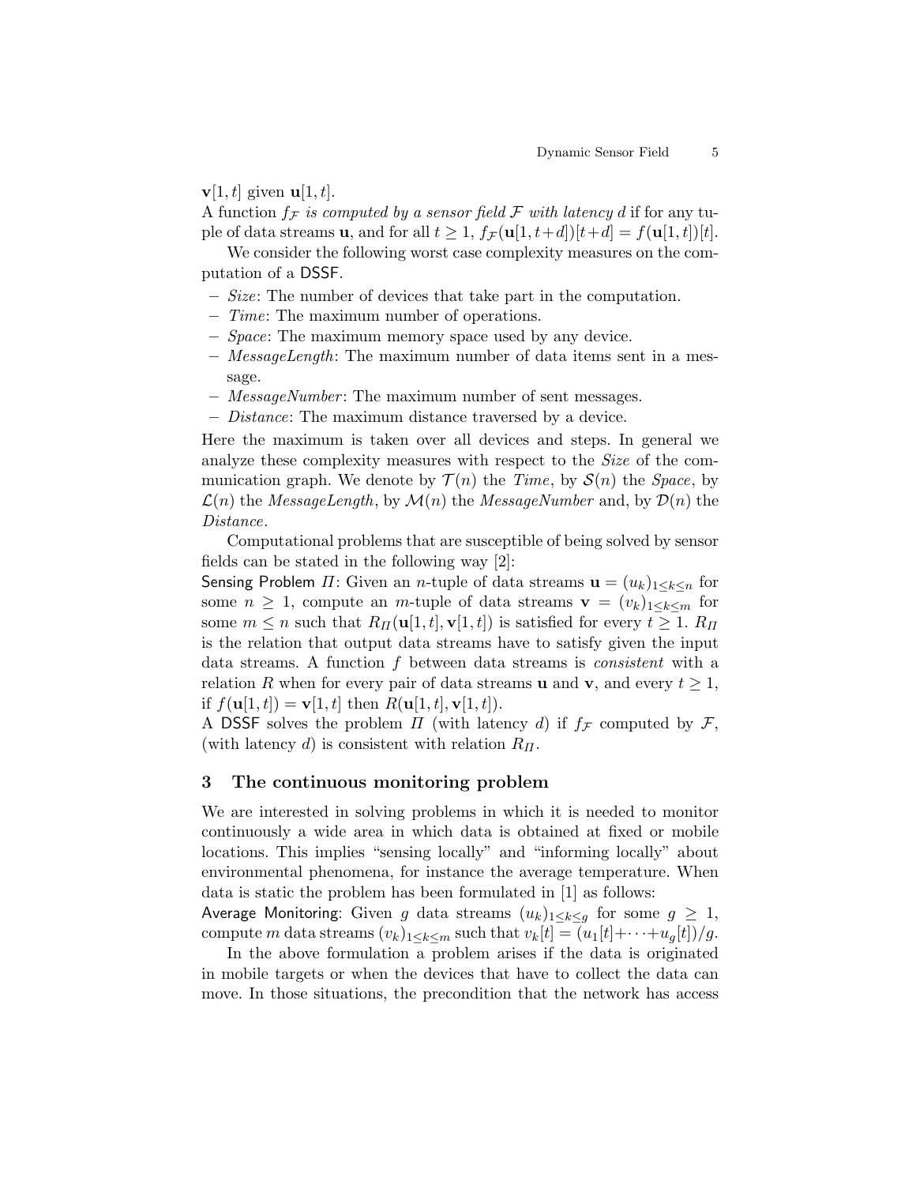$\mathbf{v}[1,t]$ given $\mathbf{u}[1,t]$.

A function $f_{\mathcal{F}}$ *is computed by a sensor field* $\mathcal{F}$ *with latency* $d$ if for any tuple of data streams $\mathbf{u}$, and for all $t \geq 1$, $f_{\mathcal{F}}(\mathbf{u}[1,t+d])[t+d] = f(\mathbf{u}[1,t])[t]$.

We consider the following worst case complexity measures on the computation of a DSSF.

- *Size*: The number of devices that take part in the computation.
- *Time*: The maximum number of operations.
- *Space*: The maximum memory space used by any device.
- *MessageLength*: The maximum number of data items sent in a message.
- *MessageNumber*: The maximum number of sent messages.
- *Distance*: The maximum distance traversed by a device.

Here the maximum is taken over all devices and steps. In general we analyze these complexity measures with respect to the *Size* of the communication graph. We denote by $\mathcal{T}(n)$ the *Time*, by $\mathcal{S}(n)$ the *Space*, by $\mathcal{L}(n)$ the *MessageLength*, by $\mathcal{M}(n)$ the *MessageNumber* and, by $\mathcal{D}(n)$ the *Distance*.

Computational problems that are susceptible of being solved by sensor fields can be stated in the following way [2]:

Sensing Problem $\Pi$: Given an $n$-tuple of data streams $\mathbf{u} = (u_k)_{1 \leq k \leq n}$ for some $n \geq 1$, compute an $m$-tuple of data streams $\mathbf{v} = (v_k)_{1 \leq k \leq m}$ for some $m \leq n$ such that $R_\Pi(\mathbf{u}[1,t], \mathbf{v}[1,t])$ is satisfied for every $t \geq 1$. $R_\Pi$ is the relation that output data streams have to satisfy given the input data streams. A function $f$ between data streams is *consistent* with a relation $R$ when for every pair of data streams $\mathbf{u}$ and $\mathbf{v}$, and every $t \geq 1$, if $f(\mathbf{u}[1,t]) = \mathbf{v}[1,t]$ then $R(\mathbf{u}[1,t], \mathbf{v}[1,t])$.

A DSSF solves the problem $\Pi$ (with latency $d$) if $f_{\mathcal{F}}$ computed by $\mathcal{F}$, (with latency $d$) is consistent with relation $R_\Pi$.

## 3 The continuous monitoring problem

We are interested in solving problems in which it is needed to monitor continuously a wide area in which data is obtained at fixed or mobile locations. This implies "sensing locally" and "informing locally" about environmental phenomena, for instance the average temperature. When data is static the problem has been formulated in [1] as follows:

Average Monitoring: Given $g$ data streams $(u_k)_{1 \leq k \leq g}$ for some $g \geq 1$, compute $m$ data streams $(v_k)_{1 \leq k \leq m}$ such that $v_k[t] = (u_1[t] + \cdots + u_g[t])/g$.

In the above formulation a problem arises if the data is originated in mobile targets or when the devices that have to collect the data can move. In those situations, the precondition that the network has access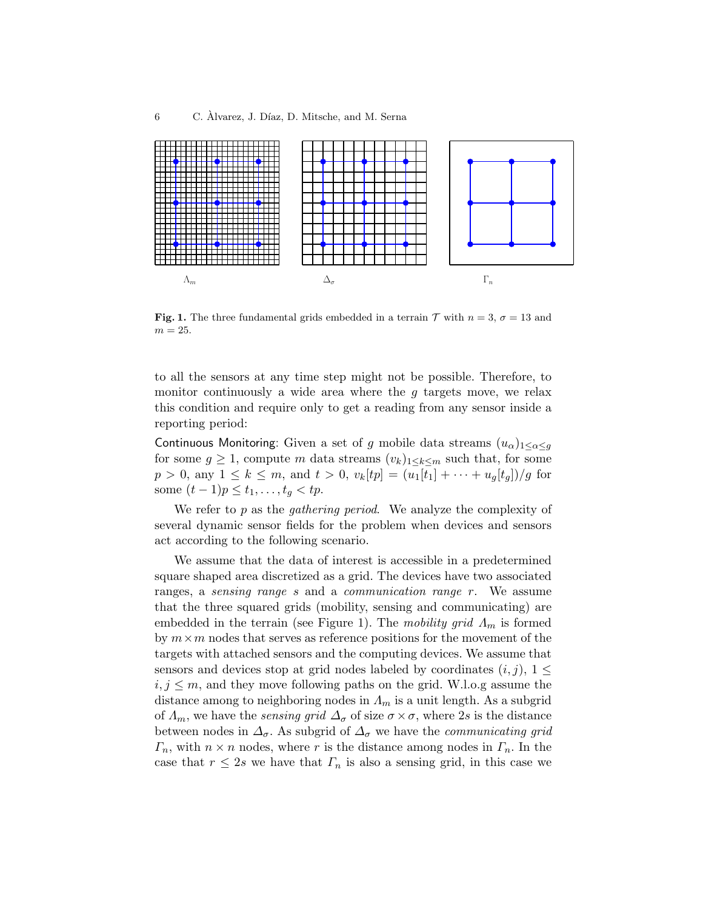Fig. 1. The three fundamental grids embedded in a terrain $\mathcal{T}$ with $n = 3$, $\sigma = 13$ and $m = 25$.

to all the sensors at any time step might not be possible. Therefore, to monitor continuously a wide area where the $g$ targets move, we relax this condition and require only to get a reading from any sensor inside a reporting period:

Continuous Monitoring: Given a set of $g$ mobile data streams $(u_\alpha)_{1\leq\alpha\leq g}$ for some $g \geq 1$, compute $m$ data streams $(v_k)_{1\leq k\leq m}$ such that, for some $p > 0$, any $1 \leq k \leq m$, and $t > 0$, $v_k[tp] = (u_1[t_1] + \cdots + u_g[t_g])/g$ for some $(t-1)p \leq t_1, \ldots, t_g < tp$.

We refer to $p$ as the *gathering period*. We analyze the complexity of several dynamic sensor fields for the problem when devices and sensors act according to the following scenario.

We assume that the data of interest is accessible in a predetermined square shaped area discretized as a grid. The devices have two associated ranges, a *sensing range* $s$ and a *communication range* $r$. We assume that the three squared grids (mobility, sensing and communicating) are embedded in the terrain (see Figure 1). The *mobility grid* $\Lambda_m$ is formed by $m \times m$ nodes that serves as reference positions for the movement of the targets with attached sensors and the computing devices. We assume that sensors and devices stop at grid nodes labeled by coordinates $(i, j)$, $1 \leq i, j \leq m$, and they move following paths on the grid. W.l.o.g assume the distance among to neighboring nodes in $\Lambda_m$ is a unit length. As a subgrid of $\Lambda_m$, we have the *sensing grid* $\Delta_\sigma$ of size $\sigma \times \sigma$, where $2s$ is the distance between nodes in $\Delta_\sigma$. As subgrid of $\Delta_\sigma$ we have the *communicating grid* $\Gamma_n$, with $n \times n$ nodes, where $r$ is the distance among nodes in $\Gamma_n$. In the case that $r \leq 2s$ we have that $\Gamma_n$ is also a sensing grid, in this case we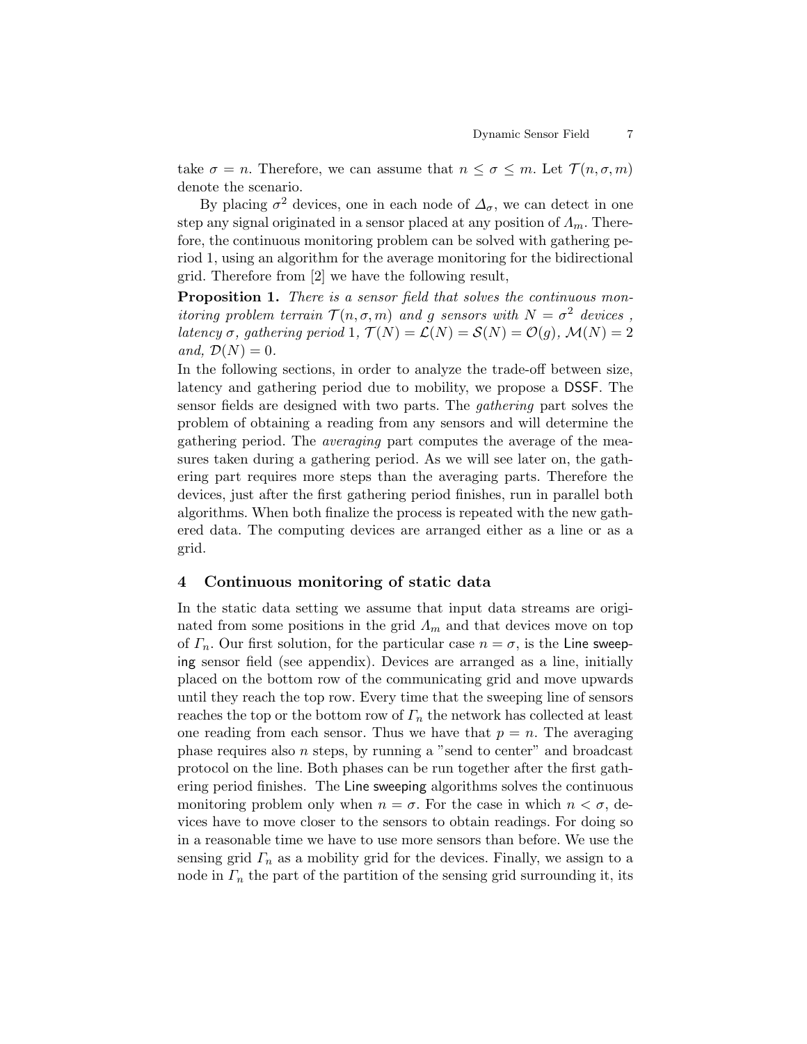take $\sigma = n$. Therefore, we can assume that $n \leq \sigma \leq m$. Let $\mathcal{T}(n, \sigma, m)$ denote the scenario.

By placing $\sigma^2$ devices, one in each node of $\Delta_\sigma$, we can detect in one step any signal originated in a sensor placed at any position of $\Lambda_m$. Therefore, the continuous monitoring problem can be solved with gathering period 1, using an algorithm for the average monitoring for the bidirectional grid. Therefore from [2] we have the following result,

**Proposition 1.** *There is a sensor field that solves the continuous monitoring problem terrain $\mathcal{T}(n, \sigma, m)$ and $g$ sensors with $N = \sigma^2$ devices, latency $\sigma$, gathering period 1, $\mathcal{T}(N) = \mathcal{L}(N) = \mathcal{S}(N) = \mathcal{O}(g)$, $\mathcal{M}(N) = 2$ and, $\mathcal{D}(N) = 0$.*

In the following sections, in order to analyze the trade-off between size, latency and gathering period due to mobility, we propose a DSSF. The sensor fields are designed with two parts. The *gathering* part solves the problem of obtaining a reading from any sensors and will determine the gathering period. The *averaging* part computes the average of the measures taken during a gathering period. As we will see later on, the gathering part requires more steps than the averaging parts. Therefore the devices, just after the first gathering period finishes, run in parallel both algorithms. When both finalize the process is repeated with the new gathered data. The computing devices are arranged either as a line or as a grid.

## 4 Continuous monitoring of static data

In the static data setting we assume that input data streams are originated from some positions in the grid $\Lambda_m$ and that devices move on top of $\Gamma_n$. Our first solution, for the particular case $n = \sigma$, is the Line sweeping sensor field (see appendix). Devices are arranged as a line, initially placed on the bottom row of the communicating grid and move upwards until they reach the top row. Every time that the sweeping line of sensors reaches the top or the bottom row of $\Gamma_n$ the network has collected at least one reading from each sensor. Thus we have that $p = n$. The averaging phase requires also $n$ steps, by running a "send to center" and broadcast protocol on the line. Both phases can be run together after the first gathering period finishes. The Line sweeping algorithms solves the continuous monitoring problem only when $n = \sigma$. For the case in which $n < \sigma$, devices have to move closer to the sensors to obtain readings. For doing so in a reasonable time we have to use more sensors than before. We use the sensing grid $\Gamma_n$ as a mobility grid for the devices. Finally, we assign to a node in $\Gamma_n$ the part of the partition of the sensing grid surrounding it, its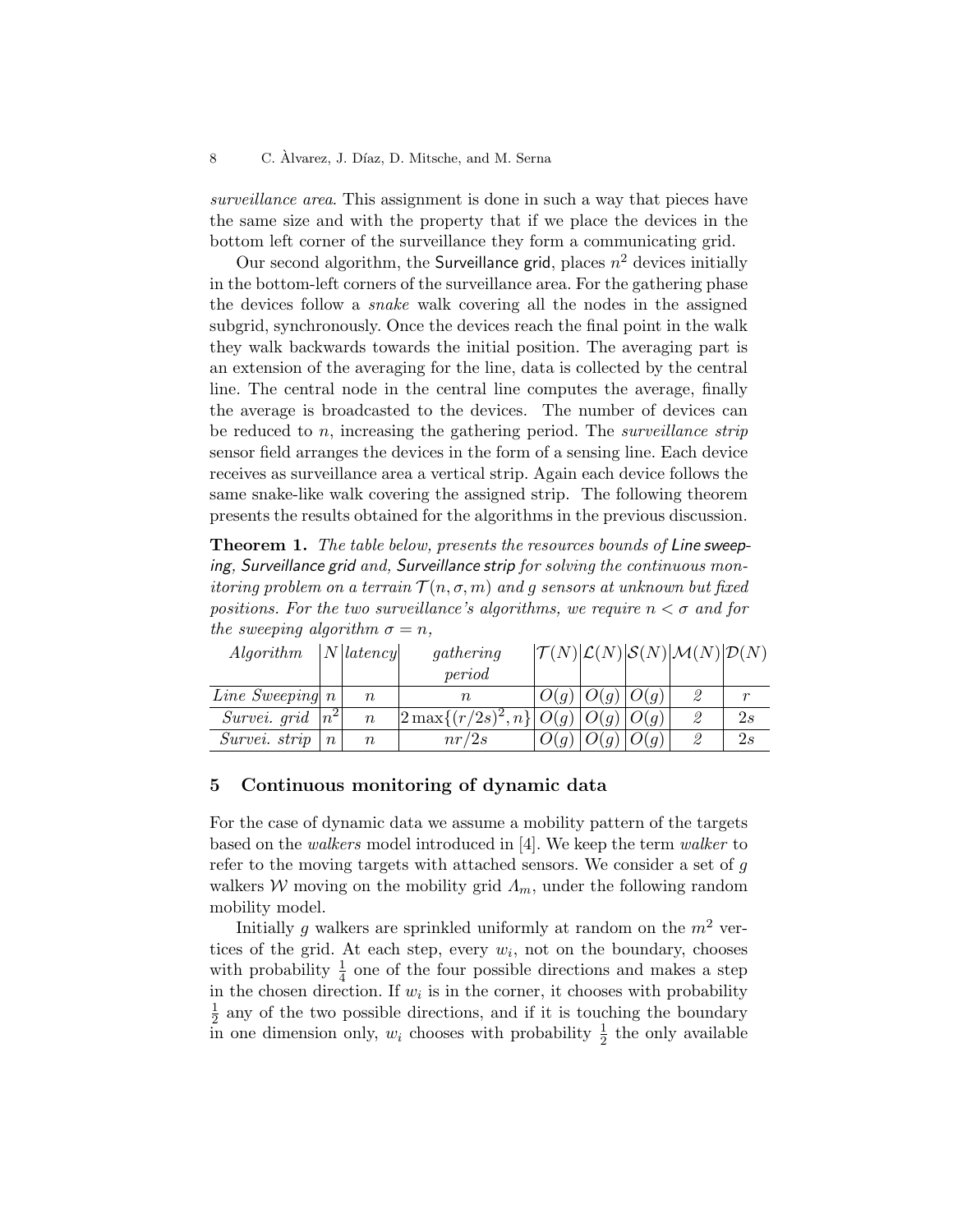*surveillance area*. This assignment is done in such a way that pieces have the same size and with the property that if we place the devices in the bottom left corner of the surveillance they form a communicating grid.

Our second algorithm, the Surveillance grid, places $n^2$ devices initially in the bottom-left corners of the surveillance area. For the gathering phase the devices follow a *snake* walk covering all the nodes in the assigned subgrid, synchronously. Once the devices reach the final point in the walk they walk backwards towards the initial position. The averaging part is an extension of the averaging for the line, data is collected by the central line. The central node in the central line computes the average, finally the average is broadcasted to the devices. The number of devices can be reduced to $n$, increasing the gathering period. The *surveillance strip* sensor field arranges the devices in the form of a sensing line. Each device receives as surveillance area a vertical strip. Again each device follows the same snake-like walk covering the assigned strip. The following theorem presents the results obtained for the algorithms in the previous discussion.

**Theorem 1.** *The table below, presents the resources bounds of* Line sweeping, Surveillance grid *and,* Surveillance strip *for solving the continuous monitoring problem on a terrain* $\mathcal{T}(n,\sigma,m)$ *and* $g$ *sensors at unknown but fixed positions. For the two surveillance's algorithms, we require* $n<\sigma$ *and for the sweeping algorithm* $\sigma=n$*,*

| *Algorithm* | $N$ | *latency* | *gathering period* | $\mathcal{T}(N)$ | $\mathcal{L}(N)$ | $\mathcal{S}(N)$ | $\mathcal{M}(N)$ | $\mathcal{D}(N)$ |
|---|---|---|---|---|---|---|---|---|
| *Line Sweeping* | $n$ | $n$ | $n$ | $O(g)$ | $O(g)$ | $O(g)$ | *2* | $r$ |
| *Survei. grid* | $n^2$ | $n$ | $2\max\{(r/2s)^2,n\}$ | $O(g)$ | $O(g)$ | $O(g)$ | *2* | $2s$ |
| *Survei. strip* | $n$ | $n$ | $nr/2s$ | $O(g)$ | $O(g)$ | $O(g)$ | *2* | $2s$ |

## 5 Continuous monitoring of dynamic data

For the case of dynamic data we assume a mobility pattern of the targets based on the *walkers* model introduced in [4]. We keep the term *walker* to refer to the moving targets with attached sensors. We consider a set of $g$ walkers $\mathcal{W}$ moving on the mobility grid $\Lambda_m$, under the following random mobility model.

Initially $g$ walkers are sprinkled uniformly at random on the $m^2$ vertices of the grid. At each step, every $w_i$, not on the boundary, chooses with probability $\frac{1}{4}$ one of the four possible directions and makes a step in the chosen direction. If $w_i$ is in the corner, it chooses with probability $\frac{1}{2}$ any of the two possible directions, and if it is touching the boundary in one dimension only, $w_i$ chooses with probability $\frac{1}{2}$ the only available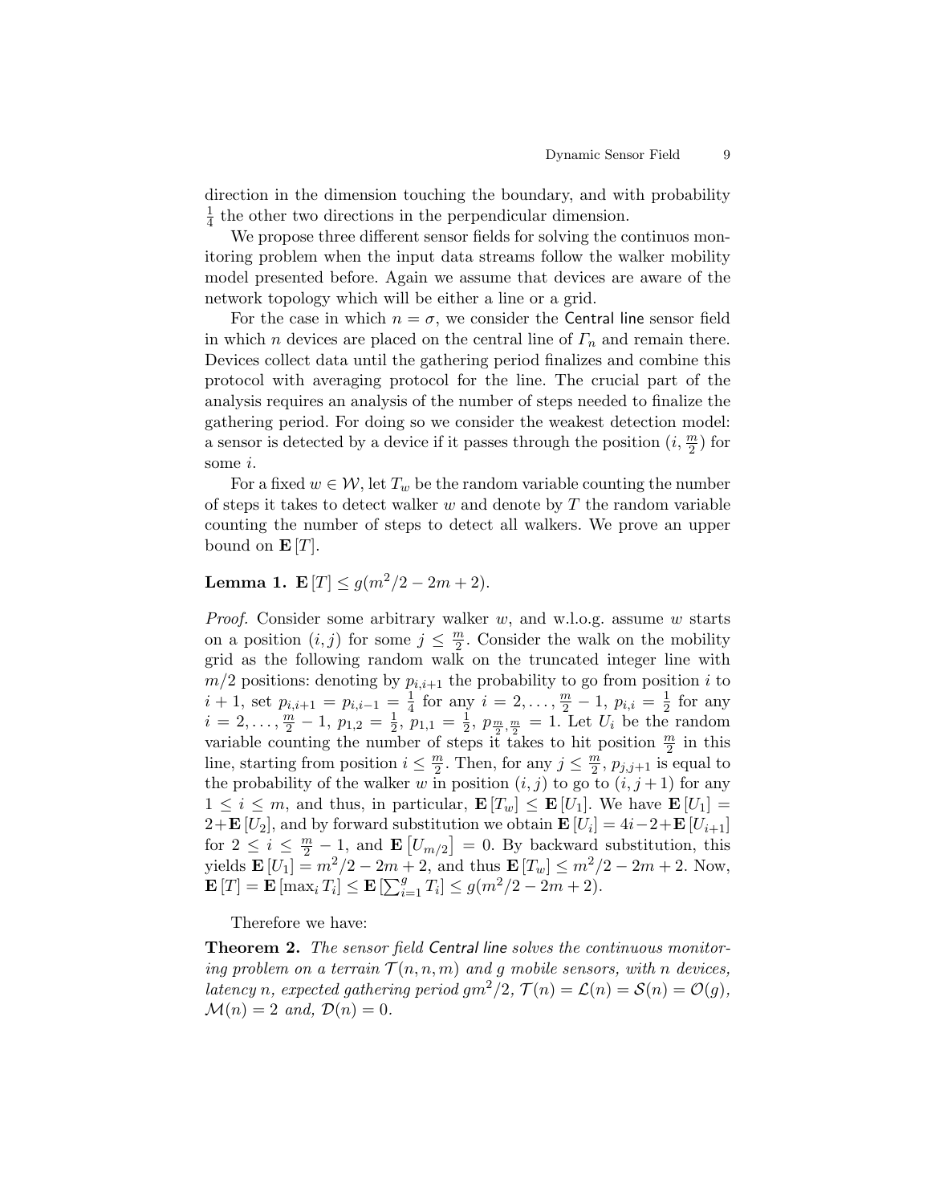direction in the dimension touching the boundary, and with probability $\frac{1}{4}$ the other two directions in the perpendicular dimension.

We propose three different sensor fields for solving the continuos monitoring problem when the input data streams follow the walker mobility model presented before. Again we assume that devices are aware of the network topology which will be either a line or a grid.

For the case in which $n = \sigma$, we consider the Central line sensor field in which $n$ devices are placed on the central line of $\Gamma_n$ and remain there. Devices collect data until the gathering period finalizes and combine this protocol with averaging protocol for the line. The crucial part of the analysis requires an analysis of the number of steps needed to finalize the gathering period. For doing so we consider the weakest detection model: a sensor is detected by a device if it passes through the position $(i, \frac{m}{2})$ for some $i$.

For a fixed $w \in \mathcal{W}$, let $T_w$ be the random variable counting the number of steps it takes to detect walker $w$ and denote by $T$ the random variable counting the number of steps to detect all walkers. We prove an upper bound on $\mathbf{E}[T]$.

**Lemma 1.** $\mathbf{E}[T] \leq g(m^2/2 - 2m + 2)$.

*Proof.* Consider some arbitrary walker $w$, and w.l.o.g. assume $w$ starts on a position $(i, j)$ for some $j \leq \frac{m}{2}$. Consider the walk on the mobility grid as the following random walk on the truncated integer line with $m/2$ positions: denoting by $p_{i,i+1}$ the probability to go from position $i$ to $i+1$, set $p_{i,i+1} = p_{i,i-1} = \frac{1}{4}$ for any $i = 2, \ldots, \frac{m}{2} - 1$, $p_{i,i} = \frac{1}{2}$ for any $i = 2, \ldots, \frac{m}{2} - 1$, $p_{1,2} = \frac{1}{2}$, $p_{1,1} = \frac{1}{2}$, $p_{\frac{m}{2},\frac{m}{2}} = 1$. Let $U_i$ be the random variable counting the number of steps it takes to hit position $\frac{m}{2}$ in this line, starting from position $i \leq \frac{m}{2}$. Then, for any $j \leq \frac{m}{2}$, $p_{j,j+1}$ is equal to the probability of the walker $w$ in position $(i, j)$ to go to $(i, j+1)$ for any $1 \leq i \leq m$, and thus, in particular, $\mathbf{E}[T_w] \leq \mathbf{E}[U_1]$. We have $\mathbf{E}[U_1] = 2 + \mathbf{E}[U_2]$, and by forward substitution we obtain $\mathbf{E}[U_i] = 4i - 2 + \mathbf{E}[U_{i+1}]$ for $2 \leq i \leq \frac{m}{2} - 1$, and $\mathbf{E}\left[U_{m/2}\right] = 0$. By backward substitution, this yields $\mathbf{E}[U_1] = m^2/2 - 2m + 2$, and thus $\mathbf{E}[T_w] \leq m^2/2 - 2m + 2$. Now, $\mathbf{E}[T] = \mathbf{E}[\max_i T_i] \leq \mathbf{E}[\sum_{i=1}^{g} T_i] \leq g(m^2/2 - 2m + 2)$.

Therefore we have:

**Theorem 2.** *The sensor field Central line solves the continuous monitoring problem on a terrain $\mathcal{T}(n, n, m)$ and $g$ mobile sensors, with $n$ devices, latency $n$, expected gathering period $gm^2/2$, $\mathcal{T}(n) = \mathcal{L}(n) = \mathcal{S}(n) = \mathcal{O}(g)$, $\mathcal{M}(n) = 2$ and, $\mathcal{D}(n) = 0$.*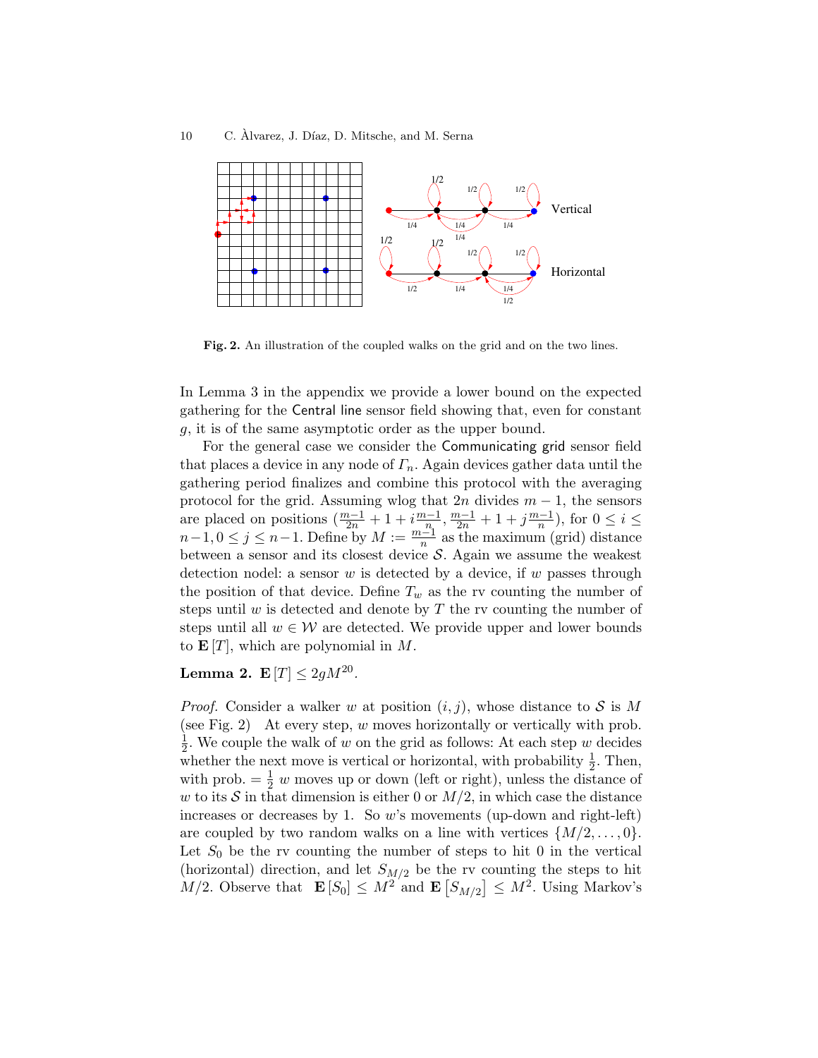**Fig. 2.** An illustration of the coupled walks on the grid and on the two lines.

In Lemma 3 in the appendix we provide a lower bound on the expected gathering for the Central line sensor field showing that, even for constant $g$, it is of the same asymptotic order as the upper bound.

For the general case we consider the Communicating grid sensor field that places a device in any node of $\Gamma_n$. Again devices gather data until the gathering period finalizes and combine this protocol with the averaging protocol for the grid. Assuming wlog that $2n$ divides $m-1$, the sensors are placed on positions $(\frac{m-1}{2n} + 1 + i\frac{m-1}{n}, \frac{m-1}{2n} + 1 + j\frac{m-1}{n})$, for $0 \leq i \leq n-1, 0 \leq j \leq n-1$. Define by $M := \frac{m-1}{n}$ as the maximum (grid) distance between a sensor and its closest device $\mathcal{S}$. Again we assume the weakest detection nodel: a sensor $w$ is detected by a device, if $w$ passes through the position of that device. Define $T_w$ as the rv counting the number of steps until $w$ is detected and denote by $T$ the rv counting the number of steps until all $w \in \mathcal{W}$ are detected. We provide upper and lower bounds to $\mathbf{E}[T]$, which are polynomial in $M$.

**Lemma 2.** $\mathbf{E}[T] \leq 2gM^{20}$.

*Proof.* Consider a walker $w$ at position $(i, j)$, whose distance to $\mathcal{S}$ is $M$ (see Fig. 2) At every step, $w$ moves horizontally or vertically with prob. $\frac{1}{2}$. We couple the walk of $w$ on the grid as follows: At each step $w$ decides whether the next move is vertical or horizontal, with probability $\frac{1}{2}$. Then, with prob. $= \frac{1}{2}$ $w$ moves up or down (left or right), unless the distance of $w$ to its $\mathcal{S}$ in that dimension is either 0 or $M/2$, in which case the distance increases or decreases by 1. So $w$'s movements (up-down and right-left) are coupled by two random walks on a line with vertices $\{M/2, \ldots, 0\}$. Let $S_0$ be the rv counting the number of steps to hit 0 in the vertical (horizontal) direction, and let $S_{M/2}$ be the rv counting the steps to hit $M/2$. Observe that $\mathbf{E}[S_0] \leq M^2$ and $\mathbf{E}[S_{M/2}] \leq M^2$. Using Markov's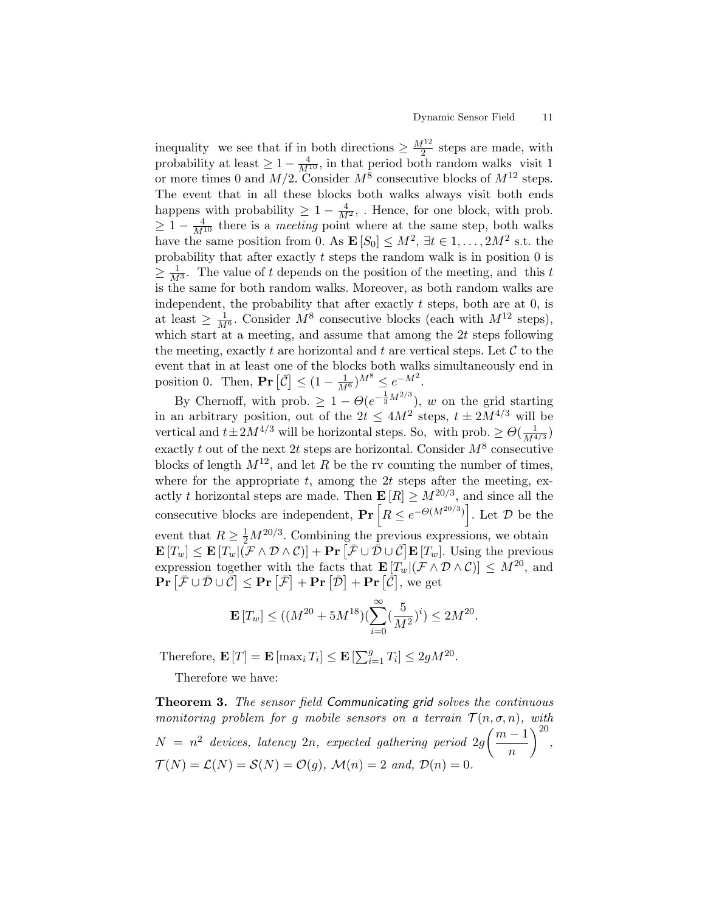inequality  we see that if in both directions $\geq \frac{M^{12}}{2}$ steps are made, with probability at least $\geq 1 - \frac{4}{M^{10}}$, in that period both random walks  visit 1 or more times 0 and $M/2$. Consider $M^8$ consecutive blocks of $M^{12}$ steps. The event that in all these blocks both walks always visit both ends happens with probability $\geq 1 - \frac{4}{M^2}$, . Hence, for one block, with prob. $\geq 1 - \frac{4}{M^{10}}$ there is a *meeting* point where at the same step, both walks have the same position from 0. As $\mathbf{E}[S_0] \leq M^2$, $\exists t \in 1, \ldots, 2M^2$ s.t. the probability that after exactly $t$ steps the random walk is in position 0 is $\geq \frac{1}{M^3}$.  The value of $t$ depends on the position of the meeting, and  this $t$ is the same for both random walks. Moreover, as both random walks are independent, the probability that after exactly $t$ steps, both are at 0, is at least $\geq \frac{1}{M^6}$. Consider $M^8$ consecutive blocks (each with $M^{12}$ steps), which start at a meeting, and assume that among the $2t$ steps following the meeting, exactly $t$ are horizontal and $t$ are vertical steps. Let $\mathcal{C}$ to the event that in at least one of the blocks both walks simultaneously end in position 0.  Then, $\mathbf{Pr}\left[\bar{\mathcal{C}}\right] \leq (1 - \frac{1}{M^6})^{M^8} \leq e^{-M^2}$.

By Chernoff, with prob. $\geq 1 - \Theta(e^{-\frac{1}{3}M^{2/3}})$, $w$ on the grid starting in an arbitrary position, out of the $2t \leq 4M^2$ steps, $t \pm 2M^{4/3}$ will be vertical and $t \pm 2M^{4/3}$ will be horizontal steps. So,  with prob. $\geq \Theta(\frac{1}{M^{4/3}})$ exactly $t$ out of the next $2t$ steps are horizontal. Consider $M^8$ consecutive blocks of length $M^{12}$, and let $R$ be the rv counting the number of times, where for the appropriate $t$, among the $2t$ steps after the meeting, exactly $t$ horizontal steps are made. Then $\mathbf{E}[R] \geq M^{20/3}$, and since all the consecutive blocks are independent, $\mathbf{Pr}\left[R \leq e^{-\Theta(M^{20/3})}\right]$. Let $\mathcal{D}$ be the event that $R \geq \frac{1}{2}M^{20/3}$. Combining the previous expressions, we obtain $\mathbf{E}[T_w] \leq \mathbf{E}[T_w|(\mathcal{F} \wedge \mathcal{D} \wedge \mathcal{C})] + \mathbf{Pr}\left[\bar{\mathcal{F}} \cup \bar{\mathcal{D}} \cup \bar{\mathcal{C}}\right]\mathbf{E}[T_w]$. Using the previous expression together with the facts that $\mathbf{E}[T_w|(\mathcal{F} \wedge \mathcal{D} \wedge \mathcal{C})] \leq M^{20}$, and $\mathbf{Pr}\left[\bar{\mathcal{F}} \cup \bar{\mathcal{D}} \cup \bar{\mathcal{C}}\right] \leq \mathbf{Pr}\left[\bar{\mathcal{F}}\right] + \mathbf{Pr}\left[\bar{\mathcal{D}}\right] + \mathbf{Pr}\left[\bar{\mathcal{C}}\right]$, we get

$$\mathbf{E}[T_w] \leq ((M^{20} + 5M^{18})(\sum_{i=0}^{\infty}(\frac{5}{M^2})^i) \leq 2M^{20}.$$

Therefore, $\mathbf{E}[T] = \mathbf{E}[\max_i T_i] \leq \mathbf{E}[\sum_{i=1}^{g} T_i] \leq 2gM^{20}$.

Therefore we have:

**Theorem 3.** *The sensor field* Communicating grid *solves the continuous monitoring problem for $g$ mobile sensors on a terrain $\mathcal{T}(n, \sigma, n)$, with $N = n^2$ devices, latency $2n$, expected gathering period $2g\left(\frac{m-1}{n}\right)^{20}$, $\mathcal{T}(N) = \mathcal{L}(N) = \mathcal{S}(N) = \mathcal{O}(g)$, $\mathcal{M}(n) = 2$ and, $\mathcal{D}(n) = 0$.*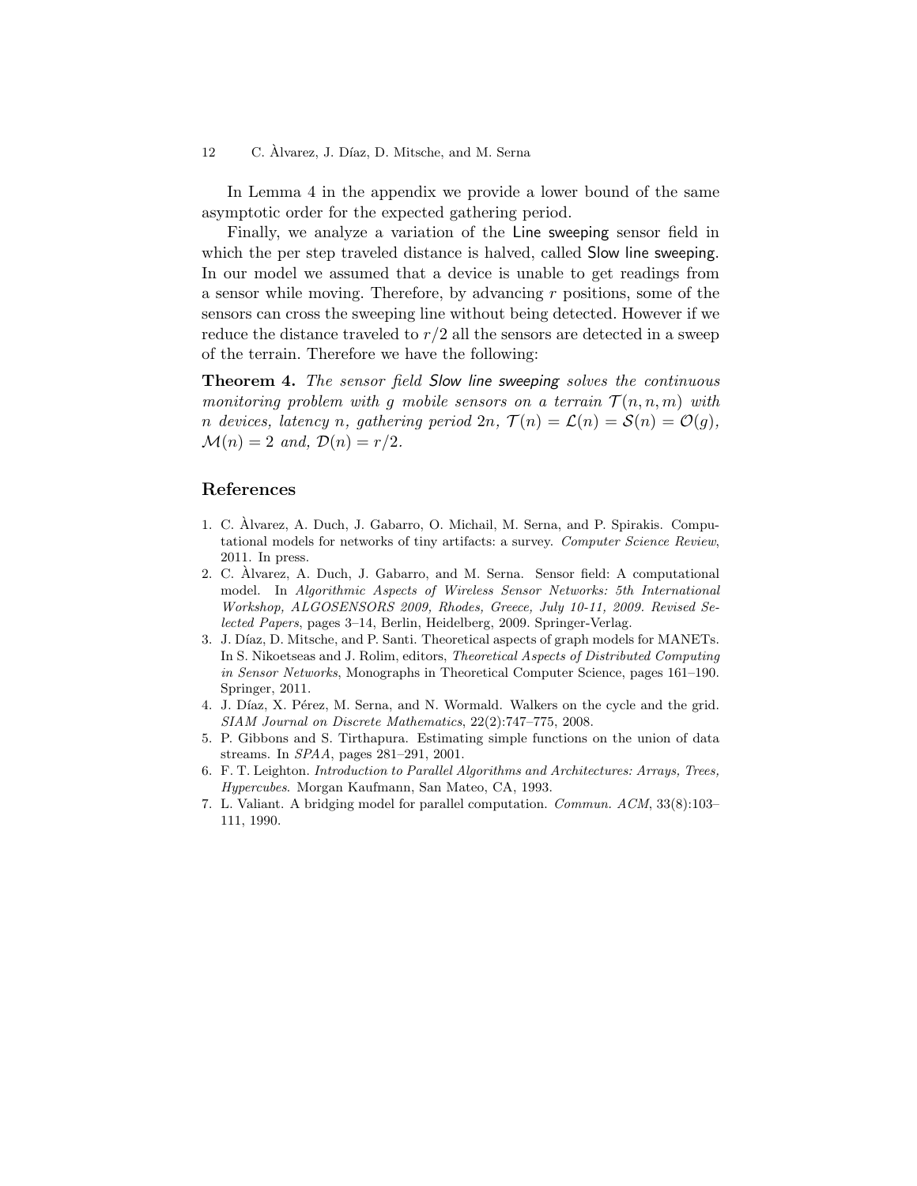In Lemma 4 in the appendix we provide a lower bound of the same asymptotic order for the expected gathering period.

Finally, we analyze a variation of the Line sweeping sensor field in which the per step traveled distance is halved, called Slow line sweeping. In our model we assumed that a device is unable to get readings from a sensor while moving. Therefore, by advancing $r$ positions, some of the sensors can cross the sweeping line without being detected. However if we reduce the distance traveled to $r/2$ all the sensors are detected in a sweep of the terrain. Therefore we have the following:

**Theorem 4.** *The sensor field Slow line sweeping solves the continuous monitoring problem with $g$ mobile sensors on a terrain $\mathcal{T}(n, n, m)$ with $n$ devices, latency $n$, gathering period $2n$, $\mathcal{T}(n) = \mathcal{L}(n) = \mathcal{S}(n) = \mathcal{O}(g)$, $\mathcal{M}(n) = 2$ and, $\mathcal{D}(n) = r/2$.*

## References

1. C. Àlvarez, A. Duch, J. Gabarro, O. Michail, M. Serna, and P. Spirakis. Computational models for networks of tiny artifacts: a survey. *Computer Science Review*, 2011. In press.
2. C. Àlvarez, A. Duch, J. Gabarro, and M. Serna. Sensor field: A computational model. In *Algorithmic Aspects of Wireless Sensor Networks: 5th International Workshop, ALGOSENSORS 2009, Rhodes, Greece, July 10-11, 2009. Revised Selected Papers*, pages 3–14, Berlin, Heidelberg, 2009. Springer-Verlag.
3. J. Díaz, D. Mitsche, and P. Santi. Theoretical aspects of graph models for MANETs. In S. Nikoetseas and J. Rolim, editors, *Theoretical Aspects of Distributed Computing in Sensor Networks*, Monographs in Theoretical Computer Science, pages 161–190. Springer, 2011.
4. J. Díaz, X. Pérez, M. Serna, and N. Wormald. Walkers on the cycle and the grid. *SIAM Journal on Discrete Mathematics*, 22(2):747–775, 2008.
5. P. Gibbons and S. Tirthapura. Estimating simple functions on the union of data streams. In *SPAA*, pages 281–291, 2001.
6. F. T. Leighton. *Introduction to Parallel Algorithms and Architectures: Arrays, Trees, Hypercubes*. Morgan Kaufmann, San Mateo, CA, 1993.
7. L. Valiant. A bridging model for parallel computation. *Commun. ACM*, 33(8):103–111, 1990.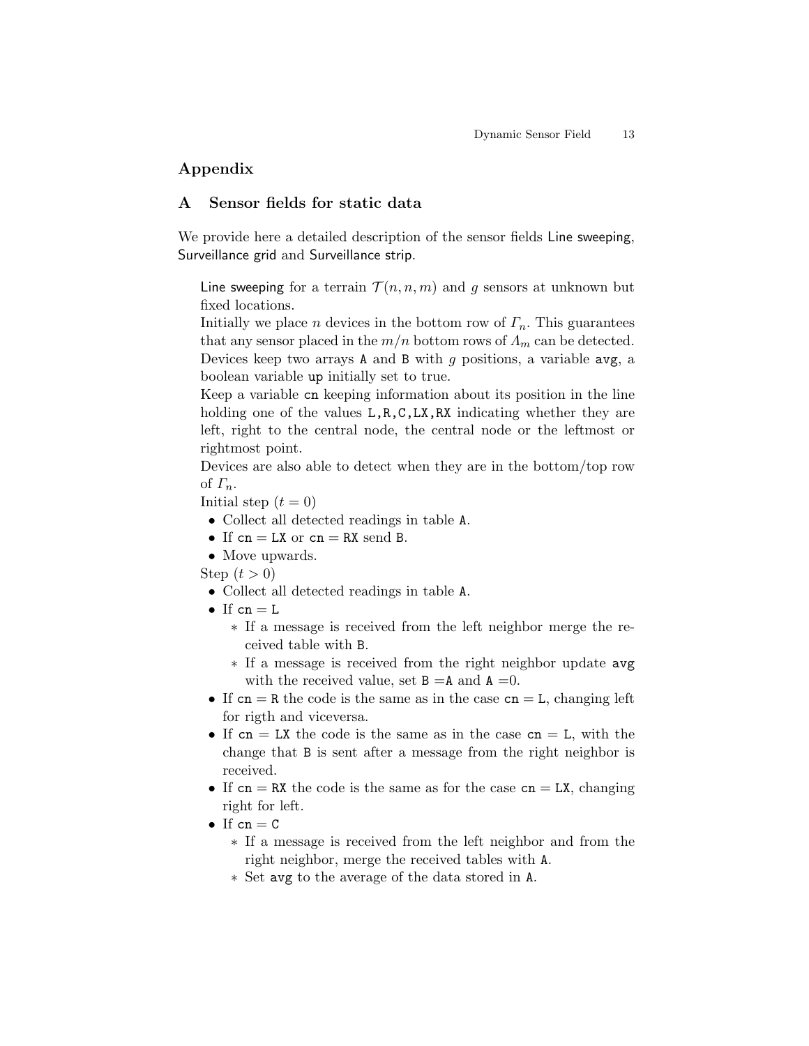# Appendix

## A Sensor fields for static data

We provide here a detailed description of the sensor fields Line sweeping, Surveillance grid and Surveillance strip.

Line sweeping for a terrain $\mathcal{T}(n, n, m)$ and $g$ sensors at unknown but fixed locations.
Initially we place $n$ devices in the bottom row of $\Gamma_n$. This guarantees that any sensor placed in the $m/n$ bottom rows of $\Lambda_m$ can be detected.
Devices keep two arrays `A` and `B` with $g$ positions, a variable `avg`, a boolean variable `up` initially set to true.
Keep a variable `cn` keeping information about its position in the line holding one of the values `L,R,C,LX,RX` indicating whether they are left, right to the central node, the central node or the leftmost or rightmost point.
Devices are also able to detect when they are in the bottom/top row of $\Gamma_n$.
Initial step ($t = 0$)

- Collect all detected readings in table `A`.
- If `cn` = `LX` or `cn` = `RX` send `B`.
- Move upwards.

Step ($t > 0$)

- Collect all detected readings in table `A`.
- If `cn` = `L`
  - If a message is received from the left neighbor merge the received table with `B`.
  - If a message is received from the right neighbor update `avg` with the received value, set `B` =`A` and `A` =0.
- If `cn` = `R` the code is the same as in the case `cn` = `L`, changing left for rigth and viceversa.
- If `cn` = `LX` the code is the same as in the case `cn` = `L`, with the change that `B` is sent after a message from the right neighbor is received.
- If `cn` = `RX` the code is the same as for the case `cn` = `LX`, changing right for left.
- If `cn` = `C`
  - If a message is received from the left neighbor and from the right neighbor, merge the received tables with `A`.
  - Set `avg` to the average of the data stored in `A`.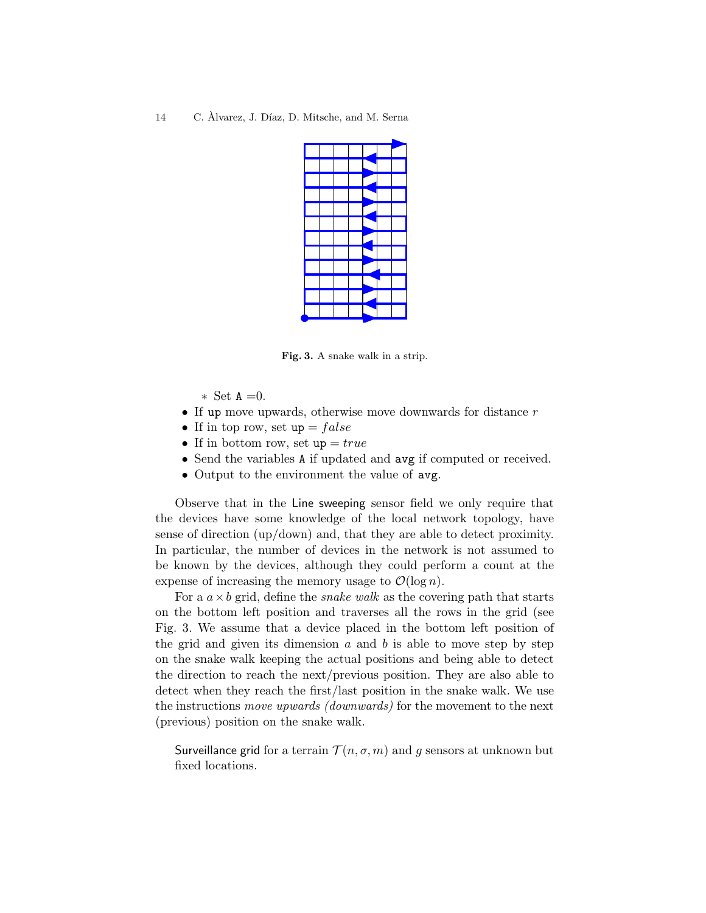Fig. 3. A snake walk in a strip.

   * Set `A` =0.

- If `up` move upwards, otherwise move downwards for distance $r$
- If in top row, set `up` $= false$
- If in bottom row, set `up` $= true$
- Send the variables `A` if updated and `avg` if computed or received.
- Output to the environment the value of `avg`.

Observe that in the Line sweeping sensor field we only require that the devices have some knowledge of the local network topology, have sense of direction (up/down) and, that they are able to detect proximity. In particular, the number of devices in the network is not assumed to be known by the devices, although they could perform a count at the expense of increasing the memory usage to $\mathcal{O}(\log n)$.

For a $a \times b$ grid, define the *snake walk* as the covering path that starts on the bottom left position and traverses all the rows in the grid (see Fig. 3. We assume that a device placed in the bottom left position of the grid and given its dimension $a$ and $b$ is able to move step by step on the snake walk keeping the actual positions and being able to detect the direction to reach the next/previous position. They are also able to detect when they reach the first/last position in the snake walk. We use the instructions *move upwards (downwards)* for the movement to the next (previous) position on the snake walk.

> Surveillance grid for a terrain $\mathcal{T}(n, \sigma, m)$ and $g$ sensors at unknown but fixed locations.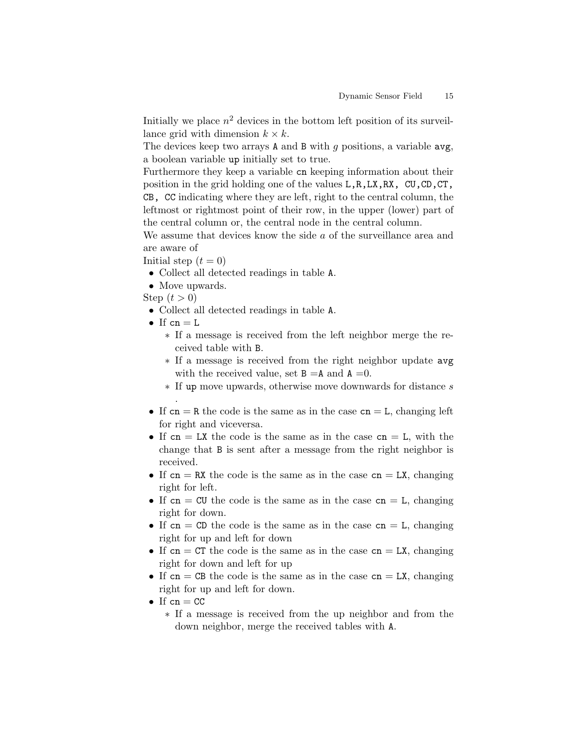Initially we place $n^2$ devices in the bottom left position of its surveillance grid with dimension $k \times k$.

The devices keep two arrays `A` and `B` with $g$ positions, a variable `avg`, a boolean variable `up` initially set to true.

Furthermore they keep a variable `cn` keeping information about their position in the grid holding one of the values `L`,`R`,`LX`,`RX`, `CU`,`CD`,`CT`, `CB`, `CC` indicating where they are left, right to the central column, the leftmost or rightmost point of their row, in the upper (lower) part of the central column or, the central node in the central column.

We assume that devices know the side $a$ of the surveillance area and are aware of

Initial step ($t = 0$)

- Collect all detected readings in table `A`.
- Move upwards.

Step ($t > 0$)

- Collect all detected readings in table `A`.
- If `cn` = `L`
  - ∗ If a message is received from the left neighbor merge the received table with `B`.
  - ∗ If a message is received from the right neighbor update `avg` with the received value, set `B` =`A` and `A` =0.
  - ∗ If `up` move upwards, otherwise move downwards for distance $s$ .
- If `cn` = `R` the code is the same as in the case `cn` = `L`, changing left for right and viceversa.
- If `cn` = `LX` the code is the same as in the case `cn` = `L`, with the change that `B` is sent after a message from the right neighbor is received.
- If `cn` = `RX` the code is the same as in the case `cn` = `LX`, changing right for left.
- If `cn` = `CU` the code is the same as in the case `cn` = `L`, changing right for down.
- If `cn` = `CD` the code is the same as in the case `cn` = `L`, changing right for up and left for down
- If `cn` = `CT` the code is the same as in the case `cn` = `LX`, changing right for down and left for up
- If `cn` = `CB` the code is the same as in the case `cn` = `LX`, changing right for up and left for down.
- If `cn` = `CC`
  - ∗ If a message is received from the up neighbor and from the down neighbor, merge the received tables with `A`.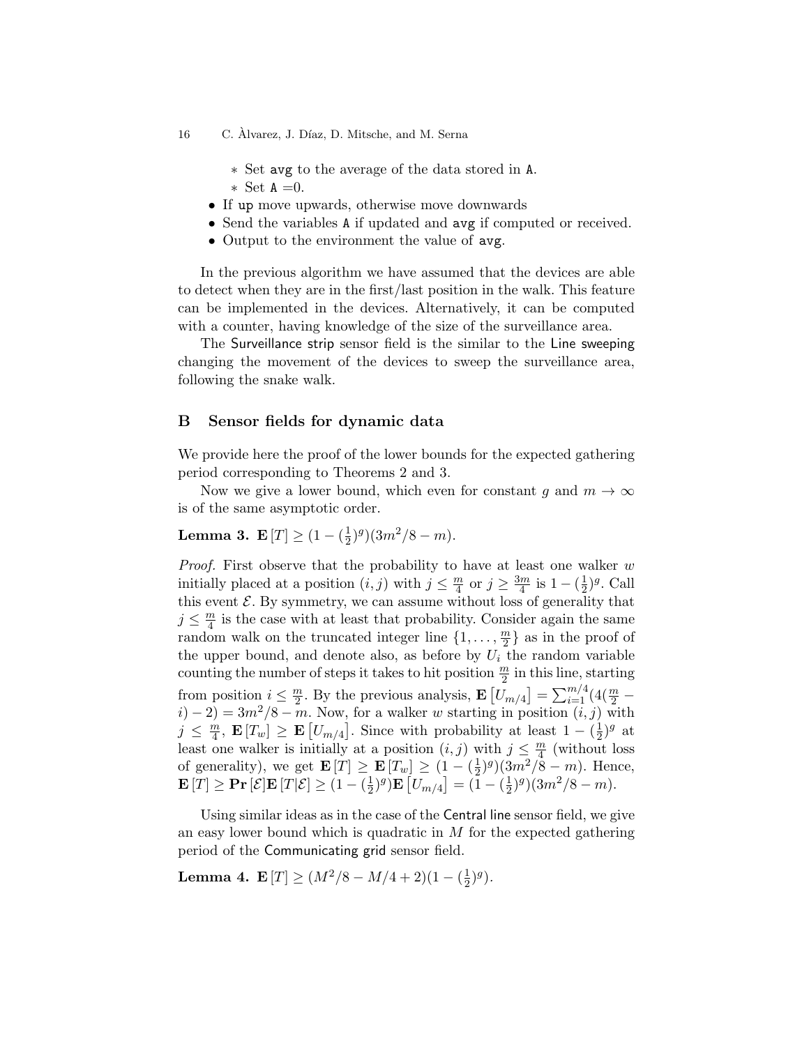* Set `avg` to the average of the data stored in `A`.
  * Set `A` =0.
- If `up` move upwards, otherwise move downwards
- Send the variables `A` if updated and `avg` if computed or received.
- Output to the environment the value of `avg`.

In the previous algorithm we have assumed that the devices are able to detect when they are in the first/last position in the walk. This feature can be implemented in the devices. Alternatively, it can be computed with a counter, having knowledge of the size of the surveillance area.

The Surveillance strip sensor field is the similar to the Line sweeping changing the movement of the devices to sweep the surveillance area, following the snake walk.

## B Sensor fields for dynamic data

We provide here the proof of the lower bounds for the expected gathering period corresponding to Theorems 2 and 3.

Now we give a lower bound, which even for constant $g$ and $m \to \infty$ is of the same asymptotic order.

**Lemma 3.** $\mathbf{E}[T] \geq (1-(\frac{1}{2})^g)(3m^2/8 - m)$.

*Proof.* First observe that the probability to have at least one walker $w$ initially placed at a position $(i,j)$ with $j \leq \frac{m}{4}$ or $j \geq \frac{3m}{4}$ is $1-(\frac{1}{2})^g$. Call this event $\mathcal{E}$. By symmetry, we can assume without loss of generality that $j \leq \frac{m}{4}$ is the case with at least that probability. Consider again the same random walk on the truncated integer line $\{1, \ldots, \frac{m}{2}\}$ as in the proof of the upper bound, and denote also, as before by $U_i$ the random variable counting the number of steps it takes to hit position $\frac{m}{2}$ in this line, starting from position $i \leq \frac{m}{2}$. By the previous analysis, $\mathbf{E}\left[U_{m/4}\right] = \sum_{i=1}^{m/4}(4(\frac{m}{2} - i) - 2) = 3m^2/8 - m$. Now, for a walker $w$ starting in position $(i,j)$ with $j \leq \frac{m}{4}$, $\mathbf{E}[T_w] \geq \mathbf{E}\left[U_{m/4}\right]$. Since with probability at least $1-(\frac{1}{2})^g$ at least one walker is initially at a position $(i,j)$ with $j \leq \frac{m}{4}$ (without loss of generality), we get $\mathbf{E}[T] \geq \mathbf{E}[T_w] \geq (1-(\frac{1}{2})^g)(3m^2/8 - m)$. Hence, $\mathbf{E}[T] \geq \mathbf{Pr}[\mathcal{E}]\mathbf{E}[T|\mathcal{E}] \geq (1-(\frac{1}{2})^g)\mathbf{E}\left[U_{m/4}\right] = (1-(\frac{1}{2})^g)(3m^2/8 - m)$.

Using similar ideas as in the case of the Central line sensor field, we give an easy lower bound which is quadratic in $M$ for the expected gathering period of the Communicating grid sensor field.

**Lemma 4.** $\mathbf{E}[T] \geq (M^2/8 - M/4 + 2)(1-(\frac{1}{2})^g)$.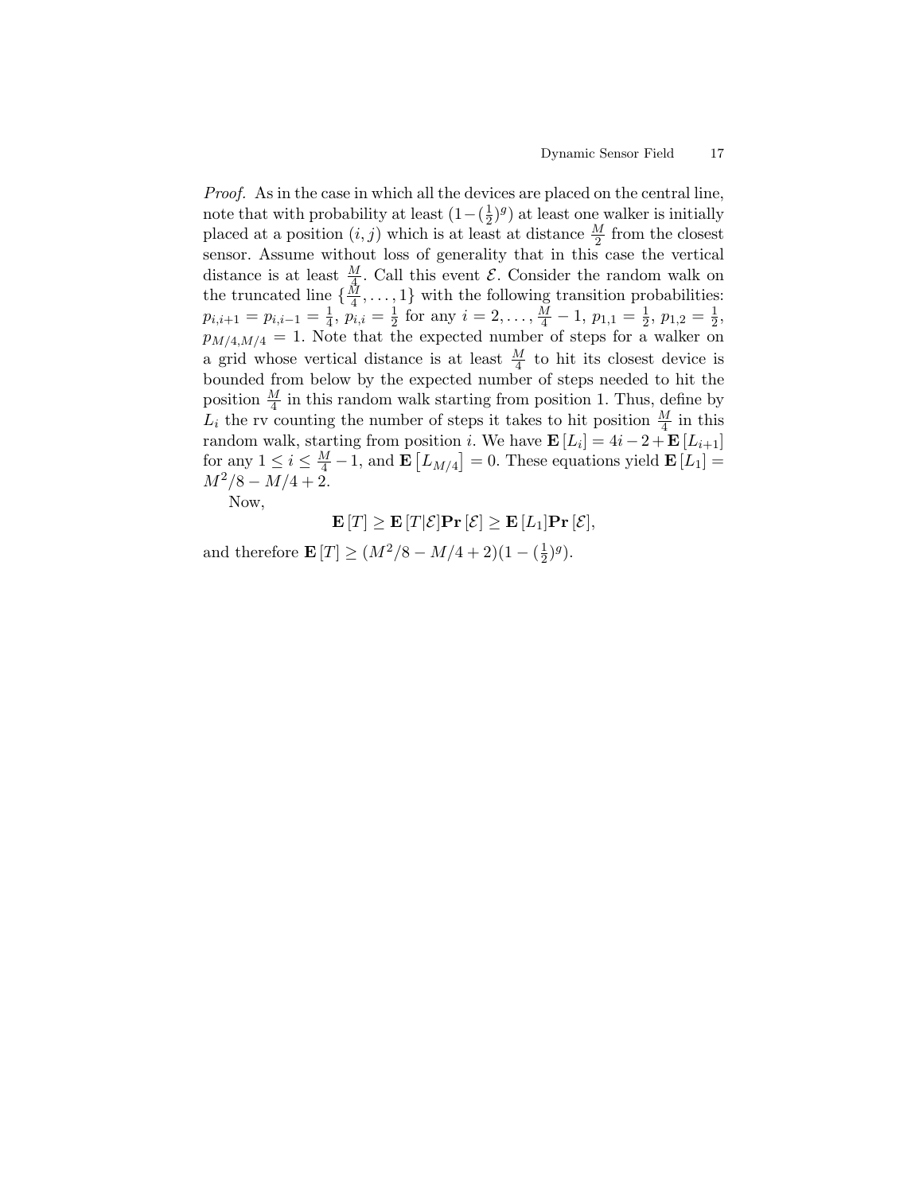*Proof.* As in the case in which all the devices are placed on the central line, note that with probability at least $(1-(\frac{1}{2})^g)$ at least one walker is initially placed at a position $(i,j)$ which is at least at distance $\frac{M}{2}$ from the closest sensor. Assume without loss of generality that in this case the vertical distance is at least $\frac{M}{4}$. Call this event $\mathcal{E}$. Consider the random walk on the truncated line $\{\frac{M}{4},\ldots,1\}$ with the following transition probabilities: $p_{i,i+1}=p_{i,i-1}=\frac{1}{4}$, $p_{i,i}=\frac{1}{2}$ for any $i=2,\ldots,\frac{M}{4}-1$, $p_{1,1}=\frac{1}{2}$, $p_{1,2}=\frac{1}{2}$, $p_{M/4,M/4}=1$. Note that the expected number of steps for a walker on a grid whose vertical distance is at least $\frac{M}{4}$ to hit its closest device is bounded from below by the expected number of steps needed to hit the position $\frac{M}{4}$ in this random walk starting from position 1. Thus, define by $L_i$ the rv counting the number of steps it takes to hit position $\frac{M}{4}$ in this random walk, starting from position $i$. We have $\mathbf{E}[L_i]=4i-2+\mathbf{E}[L_{i+1}]$ for any $1\le i\le \frac{M}{4}-1$, and $\mathbf{E}\left[L_{M/4}\right]=0$. These equations yield $\mathbf{E}[L_1]=M^2/8-M/4+2$.

Now,

$$\mathbf{E}[T]\ge \mathbf{E}[T|\mathcal{E}]\mathbf{Pr}[\mathcal{E}]\ge \mathbf{E}[L_1]\mathbf{Pr}[\mathcal{E}],$$

and therefore $\mathbf{E}[T]\ge (M^2/8-M/4+2)(1-(\frac{1}{2})^g)$.